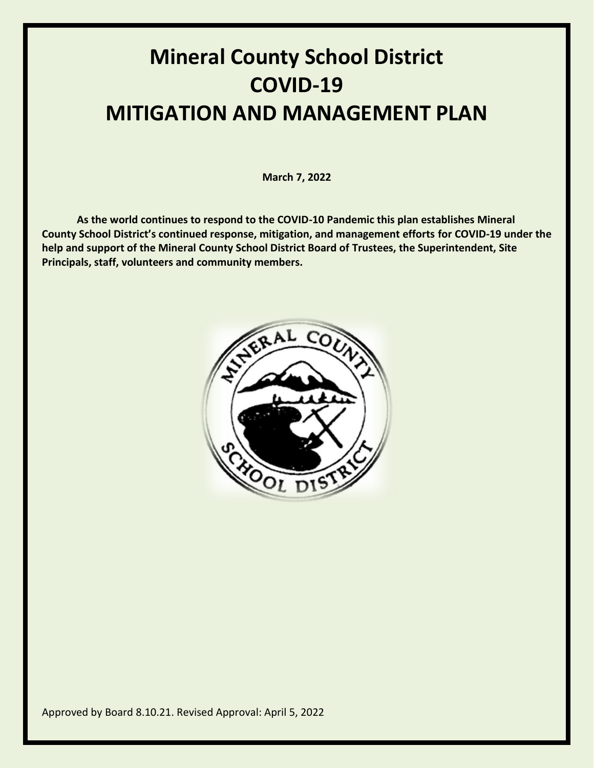# Mineral County School District
# COVID-19
# MITIGATION AND MANAGEMENT PLAN

**March 7, 2022**

**As the world continues to respond to the COVID-10 Pandemic this plan establishes Mineral County School District's continued response, mitigation, and management efforts for COVID-19 under the help and support of the Mineral County School District Board of Trustees, the Superintendent, Site Principals, staff, volunteers and community members.**

Approved by Board 8.10.21. Revised Approval: April 5, 2022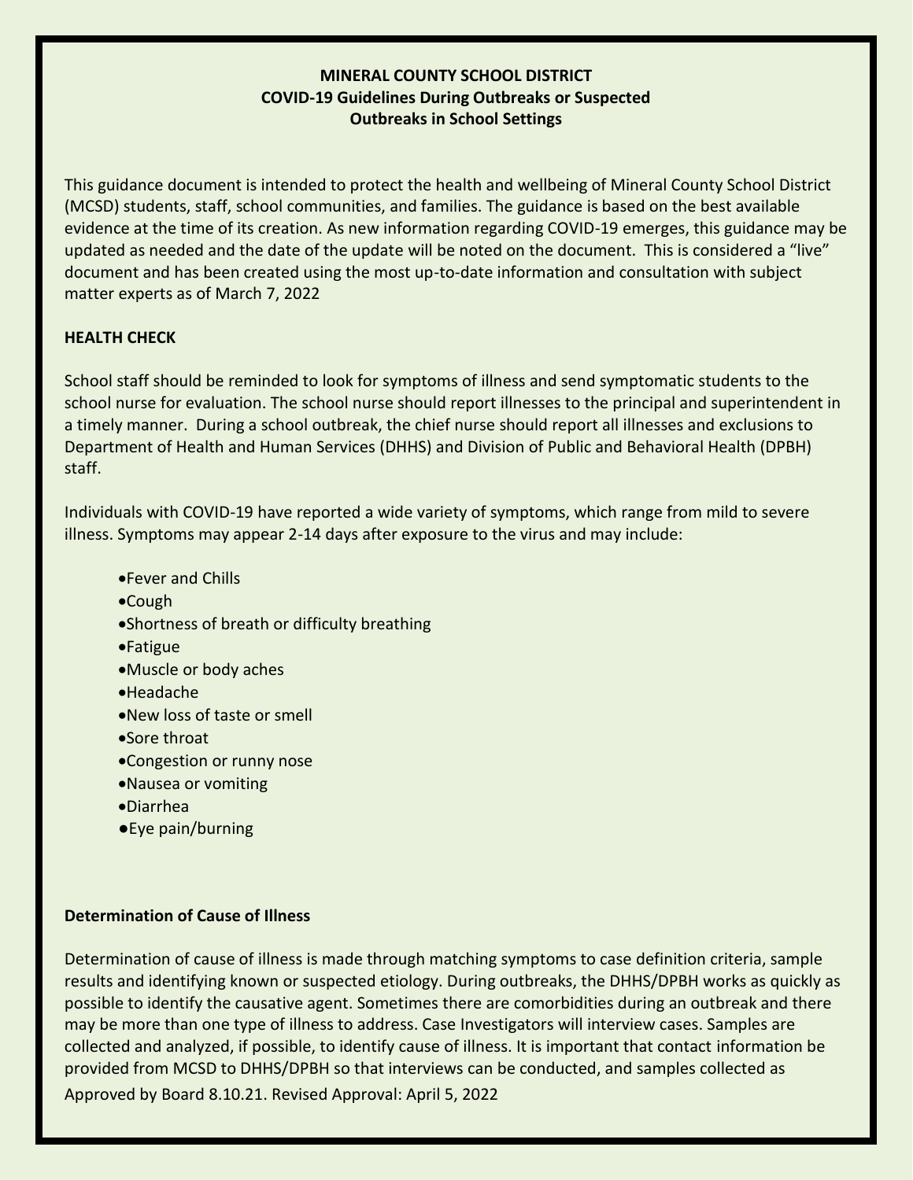## MINERAL COUNTY SCHOOL DISTRICT
## COVID-19 Guidelines During Outbreaks or Suspected Outbreaks in School Settings

This guidance document is intended to protect the health and wellbeing of Mineral County School District (MCSD) students, staff, school communities, and families. The guidance is based on the best available evidence at the time of its creation. As new information regarding COVID-19 emerges, this guidance may be updated as needed and the date of the update will be noted on the document. This is considered a "live" document and has been created using the most up-to-date information and consultation with subject matter experts as of March 7, 2022

### HEALTH CHECK

School staff should be reminded to look for symptoms of illness and send symptomatic students to the school nurse for evaluation. The school nurse should report illnesses to the principal and superintendent in a timely manner. During a school outbreak, the chief nurse should report all illnesses and exclusions to Department of Health and Human Services (DHHS) and Division of Public and Behavioral Health (DPBH) staff.

Individuals with COVID-19 have reported a wide variety of symptoms, which range from mild to severe illness. Symptoms may appear 2-14 days after exposure to the virus and may include:

- Fever and Chills
- Cough
- Shortness of breath or difficulty breathing
- Fatigue
- Muscle or body aches
- Headache
- New loss of taste or smell
- Sore throat
- Congestion or runny nose
- Nausea or vomiting
- Diarrhea
- Eye pain/burning

### Determination of Cause of Illness

Determination of cause of illness is made through matching symptoms to case definition criteria, sample results and identifying known or suspected etiology. During outbreaks, the DHHS/DPBH works as quickly as possible to identify the causative agent. Sometimes there are comorbidities during an outbreak and there may be more than one type of illness to address. Case Investigators will interview cases. Samples are collected and analyzed, if possible, to identify cause of illness. It is important that contact information be provided from MCSD to DHHS/DPBH so that interviews can be conducted, and samples collected as

Approved by Board 8.10.21. Revised Approval: April 5, 2022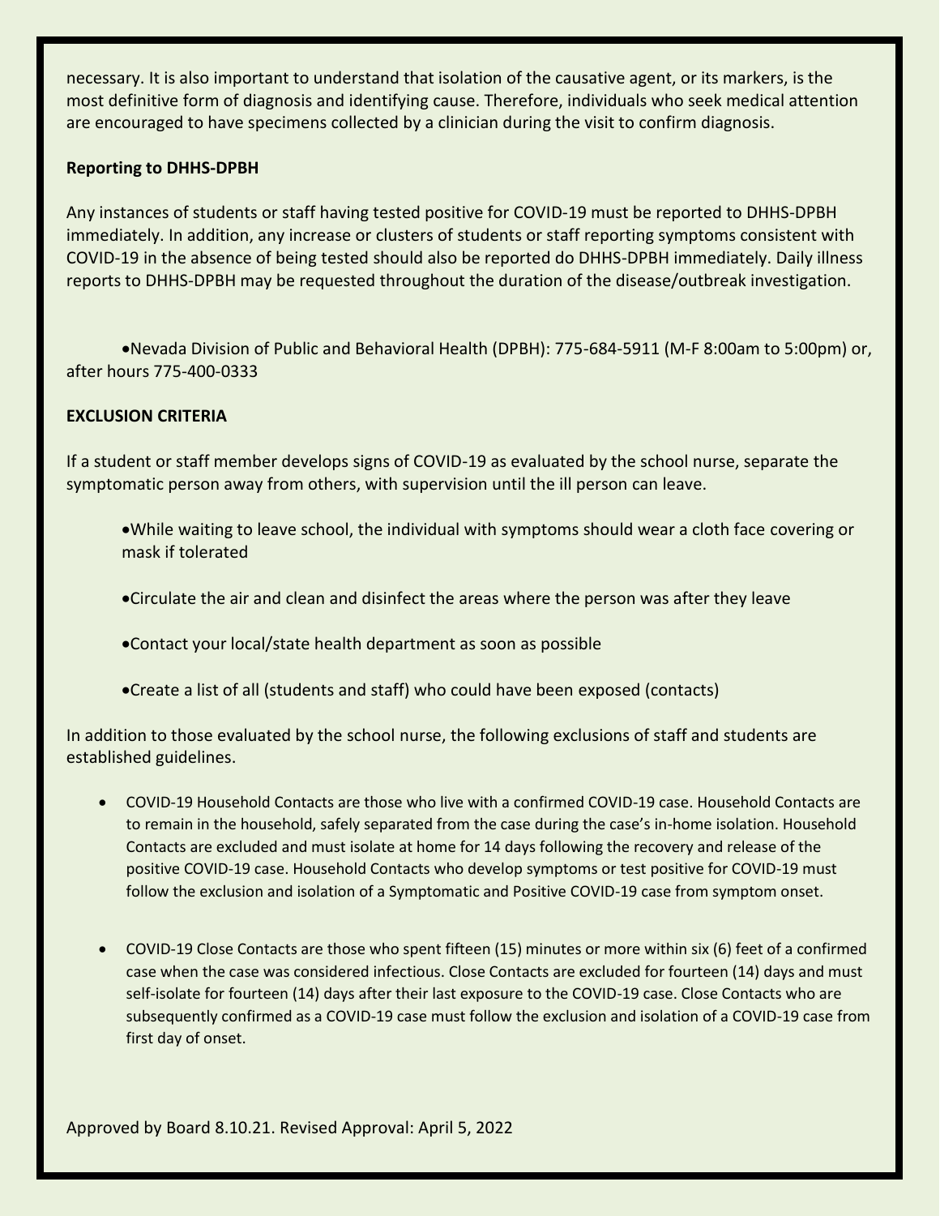necessary. It is also important to understand that isolation of the causative agent, or its markers, is the most definitive form of diagnosis and identifying cause. Therefore, individuals who seek medical attention are encouraged to have specimens collected by a clinician during the visit to confirm diagnosis.

**Reporting to DHHS-DPBH**

Any instances of students or staff having tested positive for COVID-19 must be reported to DHHS-DPBH immediately. In addition, any increase or clusters of students or staff reporting symptoms consistent with COVID-19 in the absence of being tested should also be reported do DHHS-DPBH immediately. Daily illness reports to DHHS-DPBH may be requested throughout the duration of the disease/outbreak investigation.

- Nevada Division of Public and Behavioral Health (DPBH): 775-684-5911 (M-F 8:00am to 5:00pm) or, after hours 775-400-0333

**EXCLUSION CRITERIA**

If a student or staff member develops signs of COVID-19 as evaluated by the school nurse, separate the symptomatic person away from others, with supervision until the ill person can leave.

- While waiting to leave school, the individual with symptoms should wear a cloth face covering or mask if tolerated
- Circulate the air and clean and disinfect the areas where the person was after they leave
- Contact your local/state health department as soon as possible
- Create a list of all (students and staff) who could have been exposed (contacts)

In addition to those evaluated by the school nurse, the following exclusions of staff and students are established guidelines.

- COVID-19 Household Contacts are those who live with a confirmed COVID-19 case. Household Contacts are to remain in the household, safely separated from the case during the case's in-home isolation. Household Contacts are excluded and must isolate at home for 14 days following the recovery and release of the positive COVID-19 case. Household Contacts who develop symptoms or test positive for COVID-19 must follow the exclusion and isolation of a Symptomatic and Positive COVID-19 case from symptom onset.

- COVID-19 Close Contacts are those who spent fifteen (15) minutes or more within six (6) feet of a confirmed case when the case was considered infectious. Close Contacts are excluded for fourteen (14) days and must self-isolate for fourteen (14) days after their last exposure to the COVID-19 case. Close Contacts who are subsequently confirmed as a COVID-19 case must follow the exclusion and isolation of a COVID-19 case from first day of onset.

Approved by Board 8.10.21. Revised Approval: April 5, 2022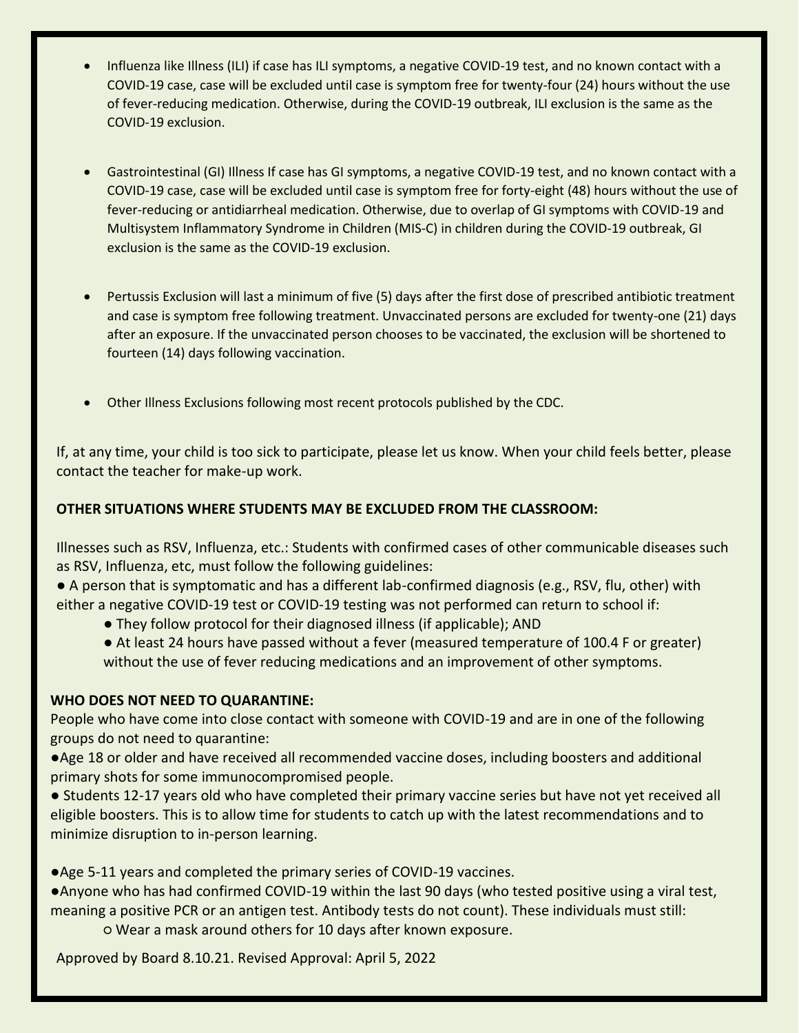- Influenza like Illness (ILI) if case has ILI symptoms, a negative COVID-19 test, and no known contact with a COVID-19 case, case will be excluded until case is symptom free for twenty-four (24) hours without the use of fever-reducing medication. Otherwise, during the COVID-19 outbreak, ILI exclusion is the same as the COVID-19 exclusion.

- Gastrointestinal (GI) Illness If case has GI symptoms, a negative COVID-19 test, and no known contact with a COVID-19 case, case will be excluded until case is symptom free for forty-eight (48) hours without the use of fever-reducing or antidiarrheal medication. Otherwise, due to overlap of GI symptoms with COVID-19 and Multisystem Inflammatory Syndrome in Children (MIS-C) in children during the COVID-19 outbreak, GI exclusion is the same as the COVID-19 exclusion.

- Pertussis Exclusion will last a minimum of five (5) days after the first dose of prescribed antibiotic treatment and case is symptom free following treatment. Unvaccinated persons are excluded for twenty-one (21) days after an exposure. If the unvaccinated person chooses to be vaccinated, the exclusion will be shortened to fourteen (14) days following vaccination.

- Other Illness Exclusions following most recent protocols published by the CDC.

If, at any time, your child is too sick to participate, please let us know. When your child feels better, please contact the teacher for make-up work.

**OTHER SITUATIONS WHERE STUDENTS MAY BE EXCLUDED FROM THE CLASSROOM:**

Illnesses such as RSV, Influenza, etc.: Students with confirmed cases of other communicable diseases such as RSV, Influenza, etc, must follow the following guidelines:

- A person that is symptomatic and has a different lab-confirmed diagnosis (e.g., RSV, flu, other) with either a negative COVID-19 test or COVID-19 testing was not performed can return to school if:
  - They follow protocol for their diagnosed illness (if applicable); AND
  - At least 24 hours have passed without a fever (measured temperature of 100.4 F or greater) without the use of fever reducing medications and an improvement of other symptoms.

**WHO DOES NOT NEED TO QUARANTINE:**

People who have come into close contact with someone with COVID-19 and are in one of the following groups do not need to quarantine:

- Age 18 or older and have received all recommended vaccine doses, including boosters and additional primary shots for some immunocompromised people.
- Students 12-17 years old who have completed their primary vaccine series but have not yet received all eligible boosters. This is to allow time for students to catch up with the latest recommendations and to minimize disruption to in-person learning.

- Age 5-11 years and completed the primary series of COVID-19 vaccines.
- Anyone who has had confirmed COVID-19 within the last 90 days (who tested positive using a viral test, meaning a positive PCR or an antigen test. Antibody tests do not count). These individuals must still:
  - Wear a mask around others for 10 days after known exposure.

Approved by Board 8.10.21. Revised Approval: April 5, 2022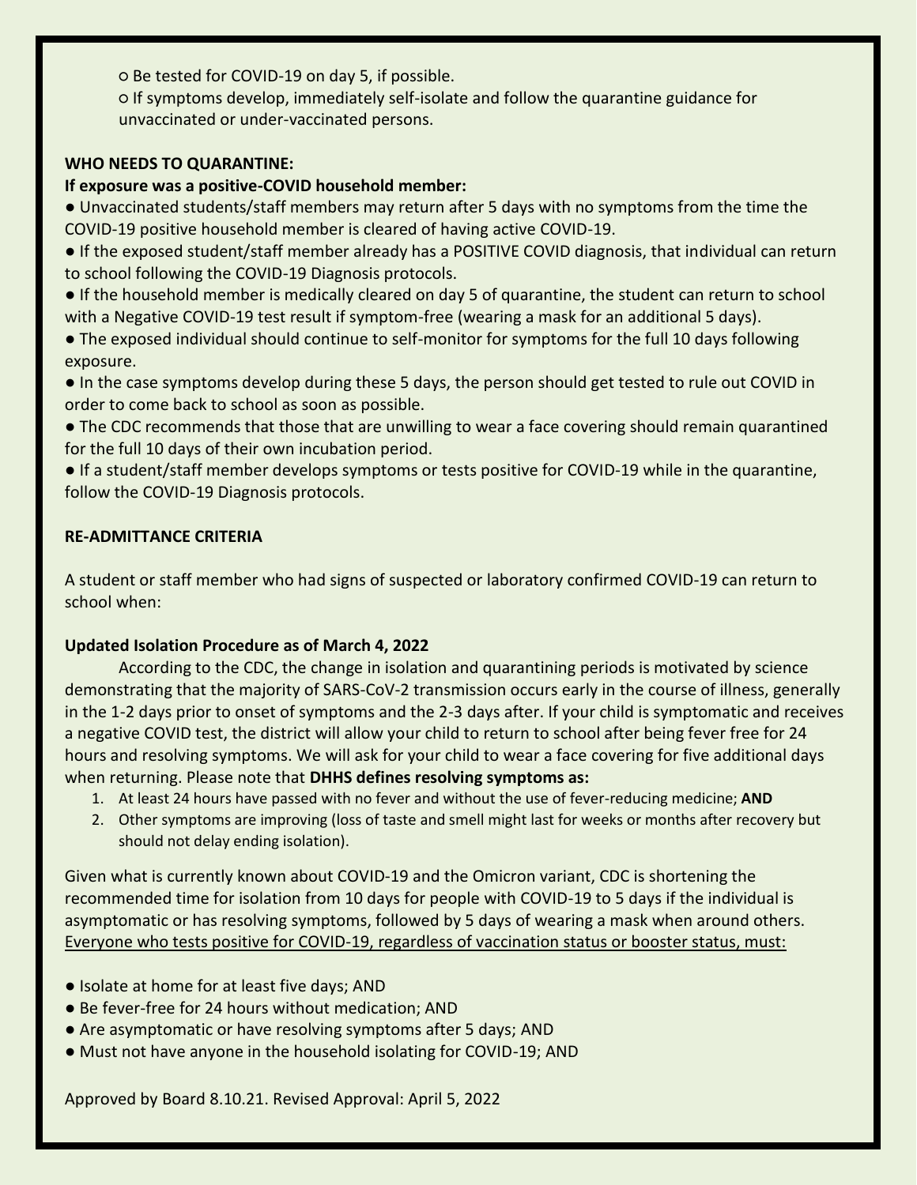- ○ Be tested for COVID-19 on day 5, if possible.
- ○ If symptoms develop, immediately self-isolate and follow the quarantine guidance for unvaccinated or under-vaccinated persons.

**WHO NEEDS TO QUARANTINE:**

**If exposure was a positive-COVID household member:**

- Unvaccinated students/staff members may return after 5 days with no symptoms from the time the COVID-19 positive household member is cleared of having active COVID-19.
- If the exposed student/staff member already has a POSITIVE COVID diagnosis, that individual can return to school following the COVID-19 Diagnosis protocols.
- If the household member is medically cleared on day 5 of quarantine, the student can return to school with a Negative COVID-19 test result if symptom-free (wearing a mask for an additional 5 days).
- The exposed individual should continue to self-monitor for symptoms for the full 10 days following exposure.
- In the case symptoms develop during these 5 days, the person should get tested to rule out COVID in order to come back to school as soon as possible.
- The CDC recommends that those that are unwilling to wear a face covering should remain quarantined for the full 10 days of their own incubation period.
- If a student/staff member develops symptoms or tests positive for COVID-19 while in the quarantine, follow the COVID-19 Diagnosis protocols.

**RE-ADMITTANCE CRITERIA**

A student or staff member who had signs of suspected or laboratory confirmed COVID-19 can return to school when:

**Updated Isolation Procedure as of March 4, 2022**

According to the CDC, the change in isolation and quarantining periods is motivated by science demonstrating that the majority of SARS-CoV-2 transmission occurs early in the course of illness, generally in the 1-2 days prior to onset of symptoms and the 2-3 days after. If your child is symptomatic and receives a negative COVID test, the district will allow your child to return to school after being fever free for 24 hours and resolving symptoms. We will ask for your child to wear a face covering for five additional days when returning. Please note that **DHHS defines resolving symptoms as:**

1. At least 24 hours have passed with no fever and without the use of fever-reducing medicine; **AND**
2. Other symptoms are improving (loss of taste and smell might last for weeks or months after recovery but should not delay ending isolation).

Given what is currently known about COVID-19 and the Omicron variant, CDC is shortening the recommended time for isolation from 10 days for people with COVID-19 to 5 days if the individual is asymptomatic or has resolving symptoms, followed by 5 days of wearing a mask when around others. <u>Everyone who tests positive for COVID-19, regardless of vaccination status or booster status, must:</u>

- Isolate at home for at least five days; AND
- Be fever-free for 24 hours without medication; AND
- Are asymptomatic or have resolving symptoms after 5 days; AND
- Must not have anyone in the household isolating for COVID-19; AND

Approved by Board 8.10.21. Revised Approval: April 5, 2022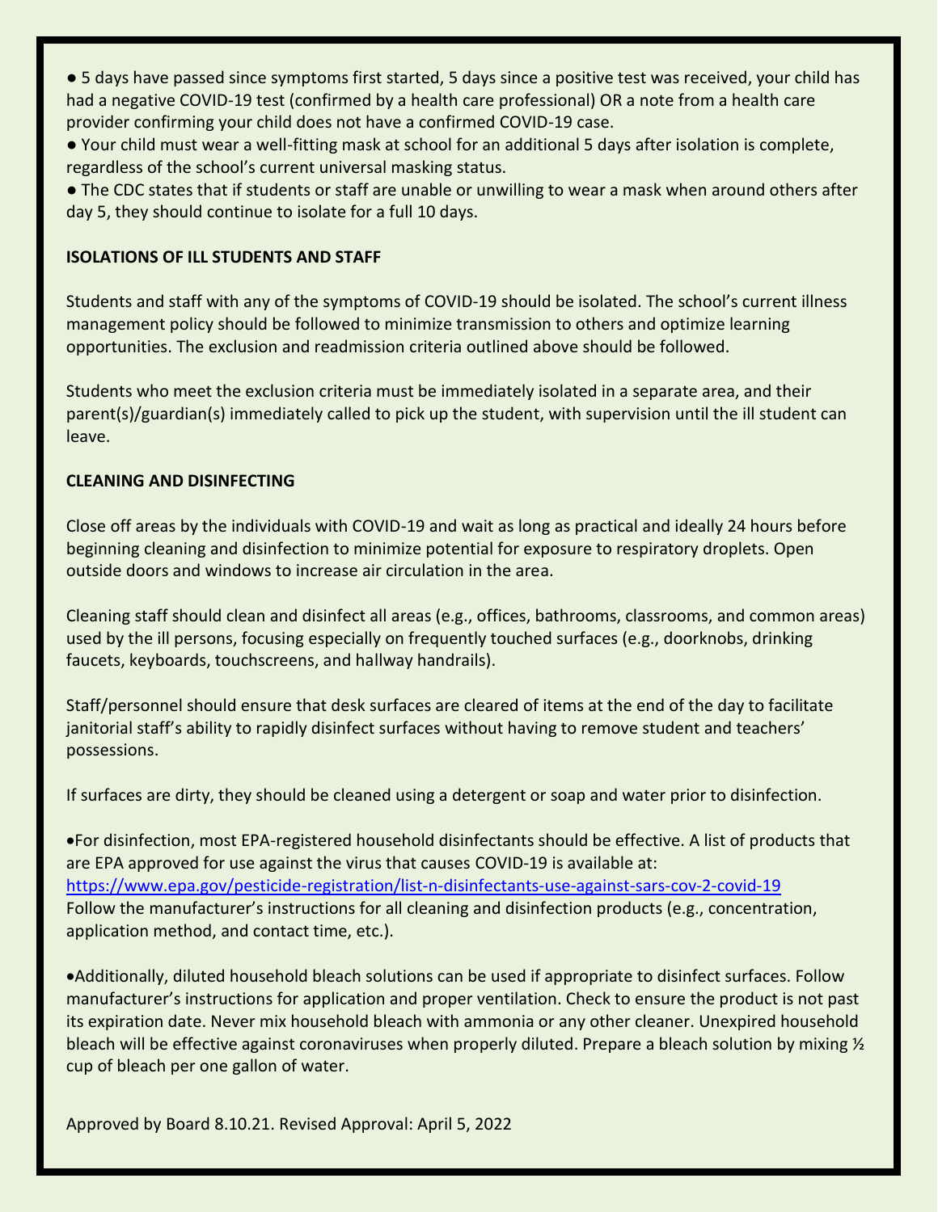- 5 days have passed since symptoms first started, 5 days since a positive test was received, your child has had a negative COVID-19 test (confirmed by a health care professional) OR a note from a health care provider confirming your child does not have a confirmed COVID-19 case.
- Your child must wear a well-fitting mask at school for an additional 5 days after isolation is complete, regardless of the school's current universal masking status.
- The CDC states that if students or staff are unable or unwilling to wear a mask when around others after day 5, they should continue to isolate for a full 10 days.

**ISOLATIONS OF ILL STUDENTS AND STAFF**

Students and staff with any of the symptoms of COVID-19 should be isolated. The school's current illness management policy should be followed to minimize transmission to others and optimize learning opportunities. The exclusion and readmission criteria outlined above should be followed.

Students who meet the exclusion criteria must be immediately isolated in a separate area, and their parent(s)/guardian(s) immediately called to pick up the student, with supervision until the ill student can leave.

**CLEANING AND DISINFECTING**

Close off areas by the individuals with COVID-19 and wait as long as practical and ideally 24 hours before beginning cleaning and disinfection to minimize potential for exposure to respiratory droplets. Open outside doors and windows to increase air circulation in the area.

Cleaning staff should clean and disinfect all areas (e.g., offices, bathrooms, classrooms, and common areas) used by the ill persons, focusing especially on frequently touched surfaces (e.g., doorknobs, drinking faucets, keyboards, touchscreens, and hallway handrails).

Staff/personnel should ensure that desk surfaces are cleared of items at the end of the day to facilitate janitorial staff's ability to rapidly disinfect surfaces without having to remove student and teachers' possessions.

If surfaces are dirty, they should be cleaned using a detergent or soap and water prior to disinfection.

- For disinfection, most EPA-registered household disinfectants should be effective. A list of products that are EPA approved for use against the virus that causes COVID-19 is available at: https://www.epa.gov/pesticide-registration/list-n-disinfectants-use-against-sars-cov-2-covid-19
Follow the manufacturer's instructions for all cleaning and disinfection products (e.g., concentration, application method, and contact time, etc.).

- Additionally, diluted household bleach solutions can be used if appropriate to disinfect surfaces. Follow manufacturer's instructions for application and proper ventilation. Check to ensure the product is not past its expiration date. Never mix household bleach with ammonia or any other cleaner. Unexpired household bleach will be effective against coronaviruses when properly diluted. Prepare a bleach solution by mixing ½ cup of bleach per one gallon of water.

Approved by Board 8.10.21. Revised Approval: April 5, 2022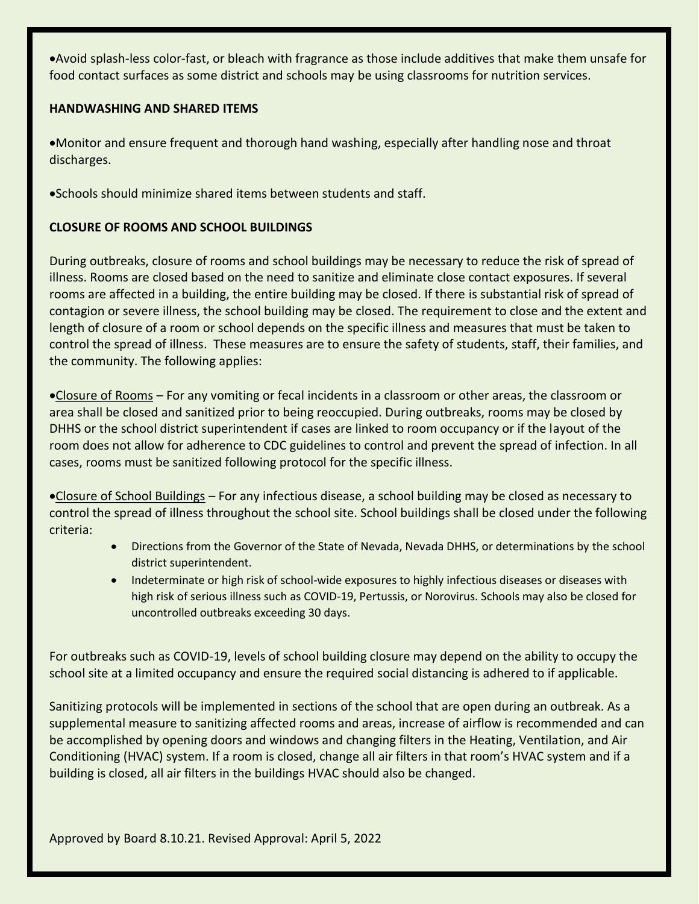- Avoid splash-less color-fast, or bleach with fragrance as those include additives that make them unsafe for food contact surfaces as some district and schools may be using classrooms for nutrition services.

**HANDWASHING AND SHARED ITEMS**

- Monitor and ensure frequent and thorough hand washing, especially after handling nose and throat discharges.

- Schools should minimize shared items between students and staff.

**CLOSURE OF ROOMS AND SCHOOL BUILDINGS**

During outbreaks, closure of rooms and school buildings may be necessary to reduce the risk of spread of illness. Rooms are closed based on the need to sanitize and eliminate close contact exposures. If several rooms are affected in a building, the entire building may be closed. If there is substantial risk of spread of contagion or severe illness, the school building may be closed. The requirement to close and the extent and length of closure of a room or school depends on the specific illness and measures that must be taken to control the spread of illness. These measures are to ensure the safety of students, staff, their families, and the community. The following applies:

- <u>Closure of Rooms</u> – For any vomiting or fecal incidents in a classroom or other areas, the classroom or area shall be closed and sanitized prior to being reoccupied. During outbreaks, rooms may be closed by DHHS or the school district superintendent if cases are linked to room occupancy or if the layout of the room does not allow for adherence to CDC guidelines to control and prevent the spread of infection. In all cases, rooms must be sanitized following protocol for the specific illness.

- <u>Closure of School Buildings</u> – For any infectious disease, a school building may be closed as necessary to control the spread of illness throughout the school site. School buildings shall be closed under the following criteria:
  - Directions from the Governor of the State of Nevada, Nevada DHHS, or determinations by the school district superintendent.
  - Indeterminate or high risk of school-wide exposures to highly infectious diseases or diseases with high risk of serious illness such as COVID-19, Pertussis, or Norovirus. Schools may also be closed for uncontrolled outbreaks exceeding 30 days.

For outbreaks such as COVID-19, levels of school building closure may depend on the ability to occupy the school site at a limited occupancy and ensure the required social distancing is adhered to if applicable.

Sanitizing protocols will be implemented in sections of the school that are open during an outbreak. As a supplemental measure to sanitizing affected rooms and areas, increase of airflow is recommended and can be accomplished by opening doors and windows and changing filters in the Heating, Ventilation, and Air Conditioning (HVAC) system. If a room is closed, change all air filters in that room's HVAC system and if a building is closed, all air filters in the buildings HVAC should also be changed.

Approved by Board 8.10.21. Revised Approval: April 5, 2022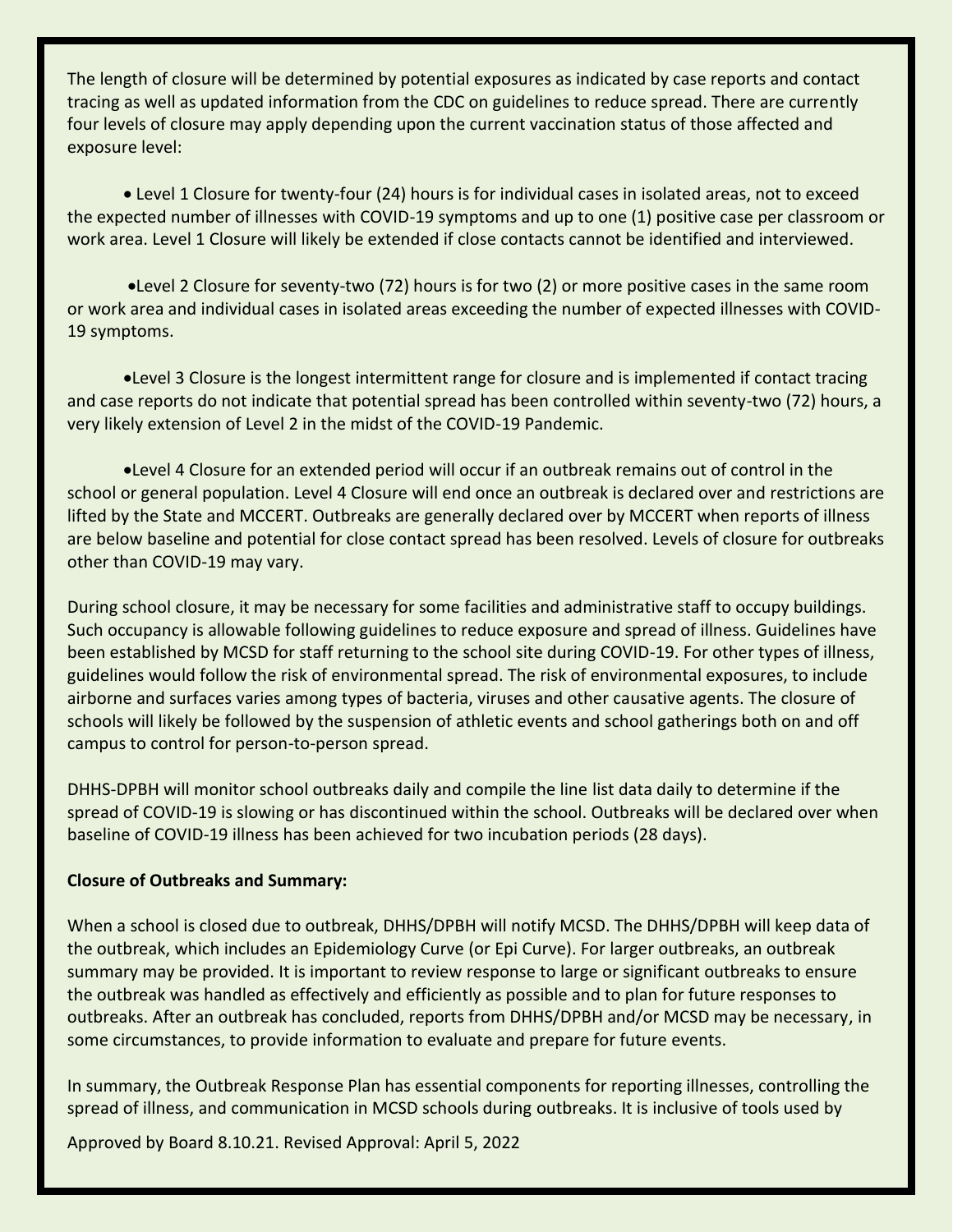The length of closure will be determined by potential exposures as indicated by case reports and contact tracing as well as updated information from the CDC on guidelines to reduce spread. There are currently four levels of closure may apply depending upon the current vaccination status of those affected and exposure level:

- Level 1 Closure for twenty-four (24) hours is for individual cases in isolated areas, not to exceed the expected number of illnesses with COVID-19 symptoms and up to one (1) positive case per classroom or work area. Level 1 Closure will likely be extended if close contacts cannot be identified and interviewed.

- Level 2 Closure for seventy-two (72) hours is for two (2) or more positive cases in the same room or work area and individual cases in isolated areas exceeding the number of expected illnesses with COVID-19 symptoms.

- Level 3 Closure is the longest intermittent range for closure and is implemented if contact tracing and case reports do not indicate that potential spread has been controlled within seventy-two (72) hours, a very likely extension of Level 2 in the midst of the COVID-19 Pandemic.

- Level 4 Closure for an extended period will occur if an outbreak remains out of control in the school or general population. Level 4 Closure will end once an outbreak is declared over and restrictions are lifted by the State and MCCERT. Outbreaks are generally declared over by MCCERT when reports of illness are below baseline and potential for close contact spread has been resolved. Levels of closure for outbreaks other than COVID-19 may vary.

During school closure, it may be necessary for some facilities and administrative staff to occupy buildings. Such occupancy is allowable following guidelines to reduce exposure and spread of illness. Guidelines have been established by MCSD for staff returning to the school site during COVID-19. For other types of illness, guidelines would follow the risk of environmental spread. The risk of environmental exposures, to include airborne and surfaces varies among types of bacteria, viruses and other causative agents. The closure of schools will likely be followed by the suspension of athletic events and school gatherings both on and off campus to control for person-to-person spread.

DHHS-DPBH will monitor school outbreaks daily and compile the line list data daily to determine if the spread of COVID-19 is slowing or has discontinued within the school. Outbreaks will be declared over when baseline of COVID-19 illness has been achieved for two incubation periods (28 days).

**Closure of Outbreaks and Summary:**

When a school is closed due to outbreak, DHHS/DPBH will notify MCSD. The DHHS/DPBH will keep data of the outbreak, which includes an Epidemiology Curve (or Epi Curve). For larger outbreaks, an outbreak summary may be provided. It is important to review response to large or significant outbreaks to ensure the outbreak was handled as effectively and efficiently as possible and to plan for future responses to outbreaks. After an outbreak has concluded, reports from DHHS/DPBH and/or MCSD may be necessary, in some circumstances, to provide information to evaluate and prepare for future events.

In summary, the Outbreak Response Plan has essential components for reporting illnesses, controlling the spread of illness, and communication in MCSD schools during outbreaks. It is inclusive of tools used by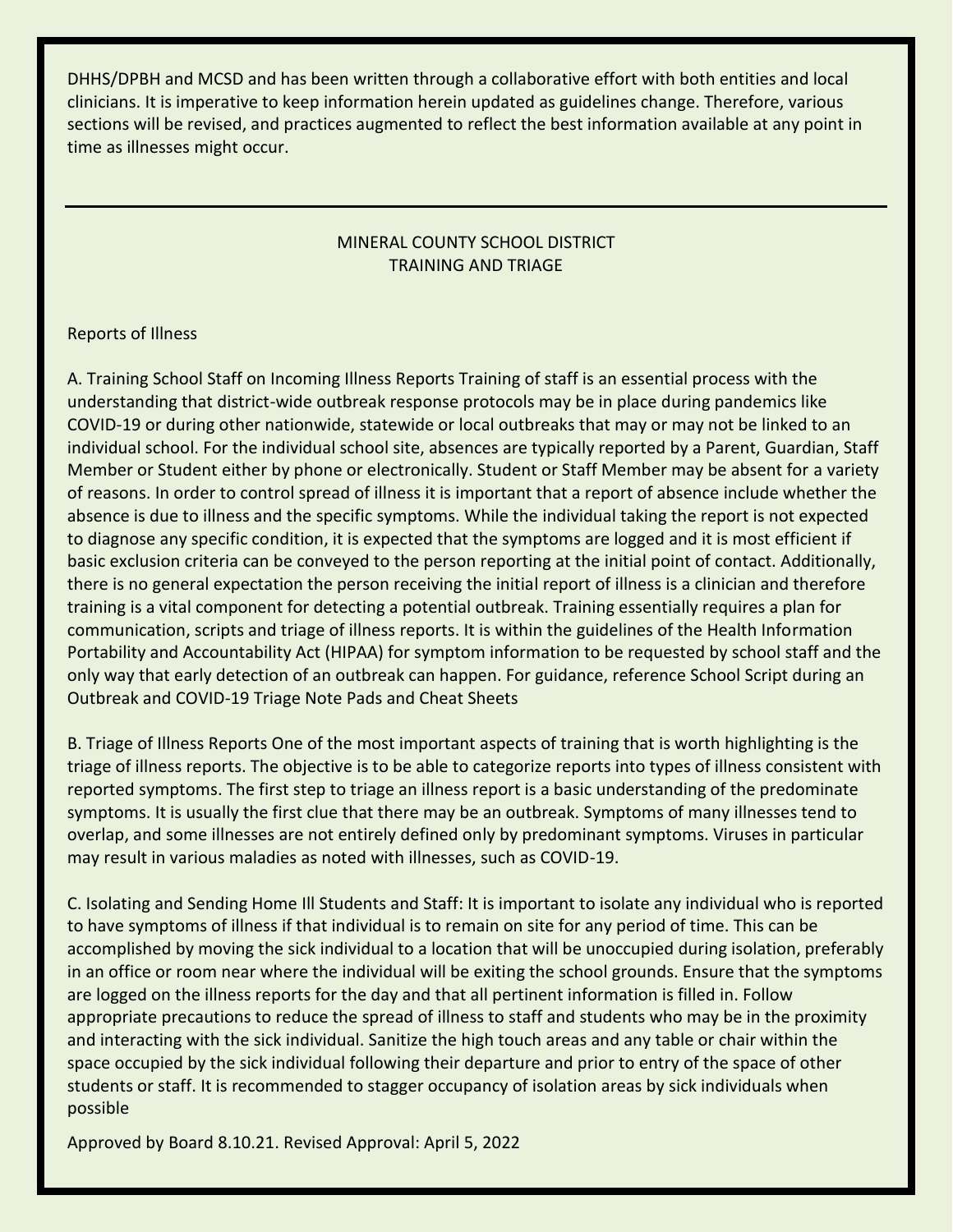DHHS/DPBH and MCSD and has been written through a collaborative effort with both entities and local clinicians. It is imperative to keep information herein updated as guidelines change. Therefore, various sections will be revised, and practices augmented to reflect the best information available at any point in time as illnesses might occur.

---

## MINERAL COUNTY SCHOOL DISTRICT
## TRAINING AND TRIAGE

Reports of Illness

A. Training School Staff on Incoming Illness Reports Training of staff is an essential process with the understanding that district-wide outbreak response protocols may be in place during pandemics like COVID-19 or during other nationwide, statewide or local outbreaks that may or may not be linked to an individual school. For the individual school site, absences are typically reported by a Parent, Guardian, Staff Member or Student either by phone or electronically. Student or Staff Member may be absent for a variety of reasons. In order to control spread of illness it is important that a report of absence include whether the absence is due to illness and the specific symptoms. While the individual taking the report is not expected to diagnose any specific condition, it is expected that the symptoms are logged and it is most efficient if basic exclusion criteria can be conveyed to the person reporting at the initial point of contact. Additionally, there is no general expectation the person receiving the initial report of illness is a clinician and therefore training is a vital component for detecting a potential outbreak. Training essentially requires a plan for communication, scripts and triage of illness reports. It is within the guidelines of the Health Information Portability and Accountability Act (HIPAA) for symptom information to be requested by school staff and the only way that early detection of an outbreak can happen. For guidance, reference School Script during an Outbreak and COVID-19 Triage Note Pads and Cheat Sheets

B. Triage of Illness Reports One of the most important aspects of training that is worth highlighting is the triage of illness reports. The objective is to be able to categorize reports into types of illness consistent with reported symptoms. The first step to triage an illness report is a basic understanding of the predominate symptoms. It is usually the first clue that there may be an outbreak. Symptoms of many illnesses tend to overlap, and some illnesses are not entirely defined only by predominant symptoms. Viruses in particular may result in various maladies as noted with illnesses, such as COVID-19.

C. Isolating and Sending Home Ill Students and Staff: It is important to isolate any individual who is reported to have symptoms of illness if that individual is to remain on site for any period of time. This can be accomplished by moving the sick individual to a location that will be unoccupied during isolation, preferably in an office or room near where the individual will be exiting the school grounds. Ensure that the symptoms are logged on the illness reports for the day and that all pertinent information is filled in. Follow appropriate precautions to reduce the spread of illness to staff and students who may be in the proximity and interacting with the sick individual. Sanitize the high touch areas and any table or chair within the space occupied by the sick individual following their departure and prior to entry of the space of other students or staff. It is recommended to stagger occupancy of isolation areas by sick individuals when possible

Approved by Board 8.10.21. Revised Approval: April 5, 2022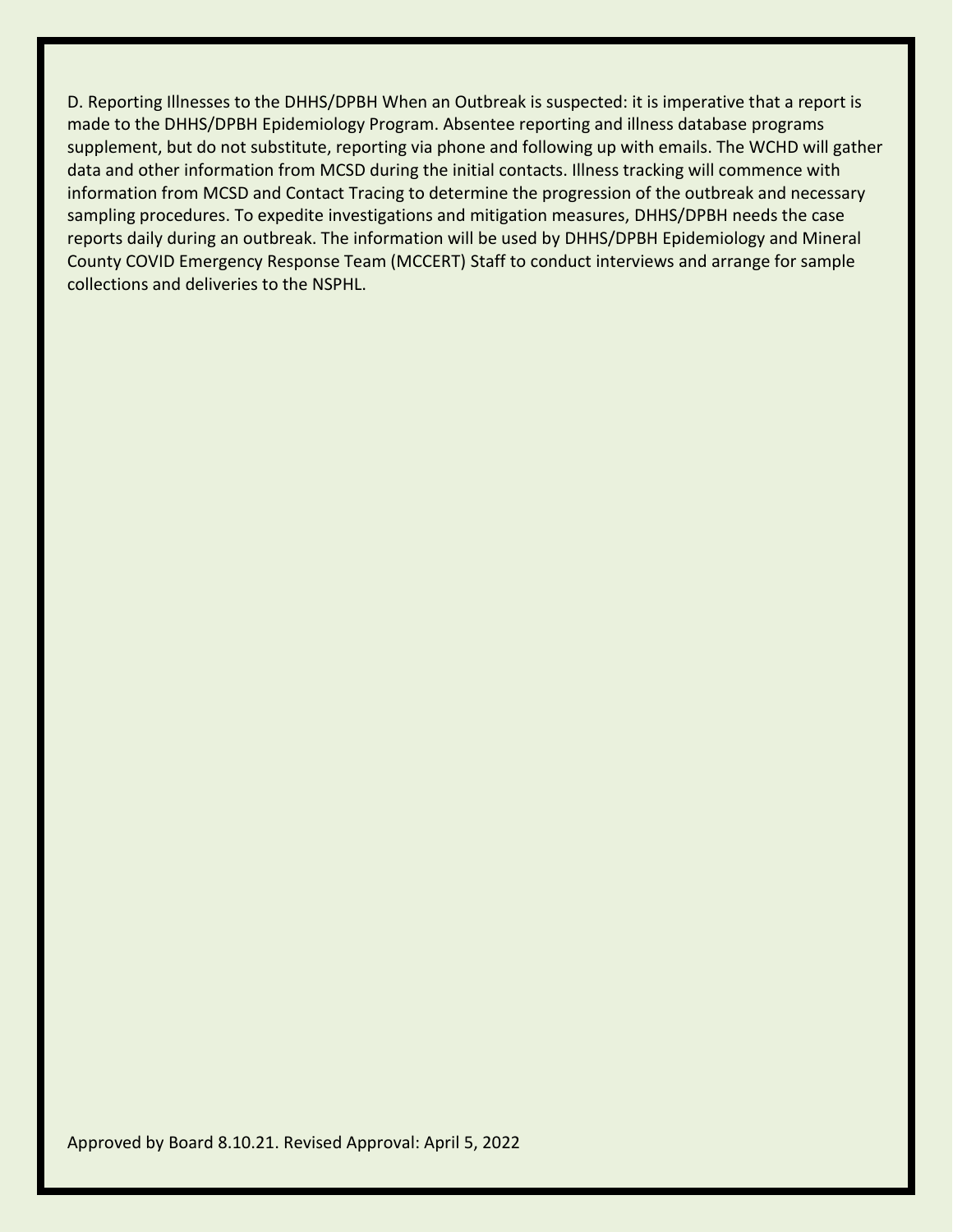D. Reporting Illnesses to the DHHS/DPBH When an Outbreak is suspected: it is imperative that a report is made to the DHHS/DPBH Epidemiology Program. Absentee reporting and illness database programs supplement, but do not substitute, reporting via phone and following up with emails. The WCHD will gather data and other information from MCSD during the initial contacts. Illness tracking will commence with information from MCSD and Contact Tracing to determine the progression of the outbreak and necessary sampling procedures. To expedite investigations and mitigation measures, DHHS/DPBH needs the case reports daily during an outbreak. The information will be used by DHHS/DPBH Epidemiology and Mineral County COVID Emergency Response Team (MCCERT) Staff to conduct interviews and arrange for sample collections and deliveries to the NSPHL.

Approved by Board 8.10.21. Revised Approval: April 5, 2022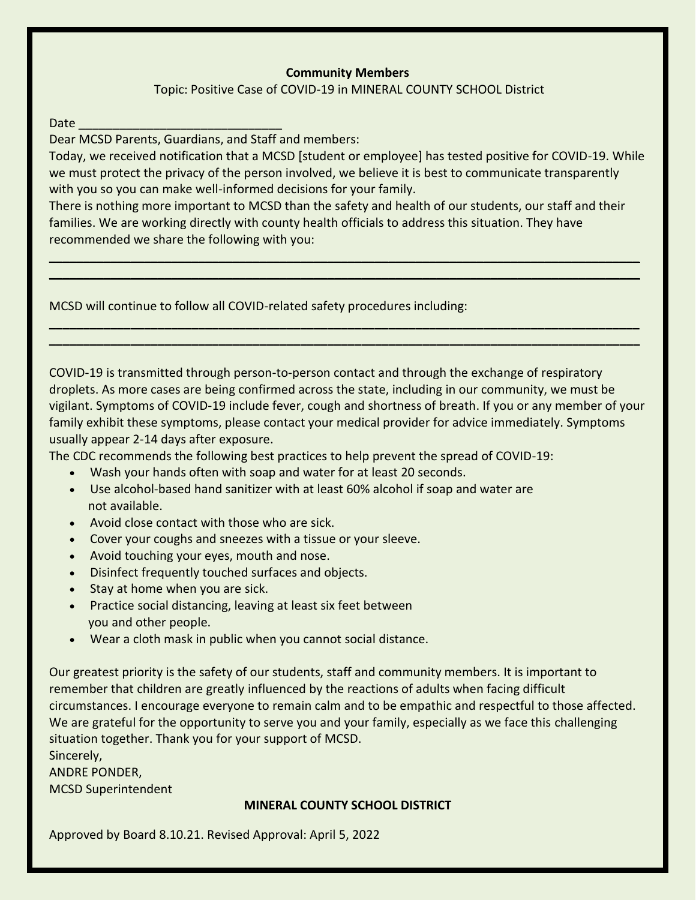**Community Members**

Topic: Positive Case of COVID-19 in MINERAL COUNTY SCHOOL District

Date ______________________________

Dear MCSD Parents, Guardians, and Staff and members:

Today, we received notification that a MCSD [student or employee] has tested positive for COVID-19. While we must protect the privacy of the person involved, we believe it is best to communicate transparently with you so you can make well-informed decisions for your family.

There is nothing more important to MCSD than the safety and health of our students, our staff and their families. We are working directly with county health officials to address this situation. They have recommended we share the following with you:

______________________________________________________________________________

______________________________________________________________________________

MCSD will continue to follow all COVID-related safety procedures including:

______________________________________________________________________________

______________________________________________________________________________

COVID-19 is transmitted through person-to-person contact and through the exchange of respiratory droplets. As more cases are being confirmed across the state, including in our community, we must be vigilant. Symptoms of COVID-19 include fever, cough and shortness of breath. If you or any member of your family exhibit these symptoms, please contact your medical provider for advice immediately. Symptoms usually appear 2-14 days after exposure.

The CDC recommends the following best practices to help prevent the spread of COVID-19:

- Wash your hands often with soap and water for at least 20 seconds.
- Use alcohol-based hand sanitizer with at least 60% alcohol if soap and water are not available.
- Avoid close contact with those who are sick.
- Cover your coughs and sneezes with a tissue or your sleeve.
- Avoid touching your eyes, mouth and nose.
- Disinfect frequently touched surfaces and objects.
- Stay at home when you are sick.
- Practice social distancing, leaving at least six feet between you and other people.
- Wear a cloth mask in public when you cannot social distance.

Our greatest priority is the safety of our students, staff and community members. It is important to remember that children are greatly influenced by the reactions of adults when facing difficult circumstances. I encourage everyone to remain calm and to be empathic and respectful to those affected. We are grateful for the opportunity to serve you and your family, especially as we face this challenging situation together. Thank you for your support of MCSD.

Sincerely,

ANDRE PONDER,

MCSD Superintendent

**MINERAL COUNTY SCHOOL DISTRICT**

Approved by Board 8.10.21. Revised Approval: April 5, 2022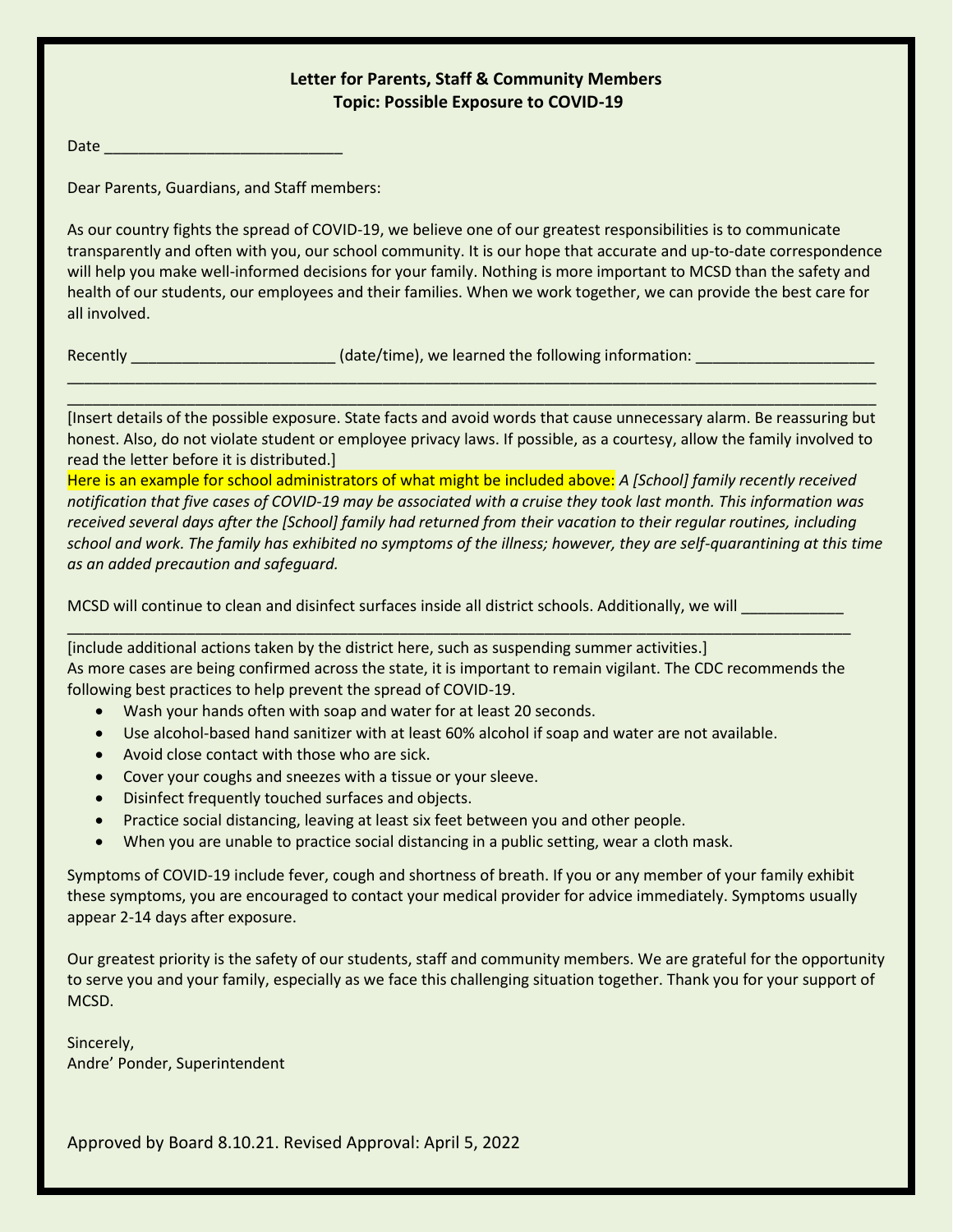**Letter for Parents, Staff & Community Members**
**Topic: Possible Exposure to COVID-19**

Date ___________________________

Dear Parents, Guardians, and Staff members:

As our country fights the spread of COVID-19, we believe one of our greatest responsibilities is to communicate transparently and often with you, our school community. It is our hope that accurate and up-to-date correspondence will help you make well-informed decisions for your family. Nothing is more important to MCSD than the safety and health of our students, our employees and their families. When we work together, we can provide the best care for all involved.

Recently _______________________ (date/time), we learned the following information: ____________________
_____________________________________________________________________________________________
_____________________________________________________________________________________________
[Insert details of the possible exposure. State facts and avoid words that cause unnecessary alarm. Be reassuring but honest. Also, do not violate student or employee privacy laws. If possible, as a courtesy, allow the family involved to read the letter before it is distributed.]

Here is an example for school administrators of what might be included above: *A [School] family recently received notification that five cases of COVID-19 may be associated with a cruise they took last month. This information was received several days after the [School] family had returned from their vacation to their regular routines, including school and work. The family has exhibited no symptoms of the illness; however, they are self-quarantining at this time as an added precaution and safeguard.*

MCSD will continue to clean and disinfect surfaces inside all district schools. Additionally, we will ___________
_____________________________________________________________________________________________
[include additional actions taken by the district here, such as suspending summer activities.]
As more cases are being confirmed across the state, it is important to remain vigilant. The CDC recommends the following best practices to help prevent the spread of COVID-19.

- Wash your hands often with soap and water for at least 20 seconds.
- Use alcohol-based hand sanitizer with at least 60% alcohol if soap and water are not available.
- Avoid close contact with those who are sick.
- Cover your coughs and sneezes with a tissue or your sleeve.
- Disinfect frequently touched surfaces and objects.
- Practice social distancing, leaving at least six feet between you and other people.
- When you are unable to practice social distancing in a public setting, wear a cloth mask.

Symptoms of COVID-19 include fever, cough and shortness of breath. If you or any member of your family exhibit these symptoms, you are encouraged to contact your medical provider for advice immediately. Symptoms usually appear 2-14 days after exposure.

Our greatest priority is the safety of our students, staff and community members. We are grateful for the opportunity to serve you and your family, especially as we face this challenging situation together. Thank you for your support of MCSD.

Sincerely,
Andre' Ponder, Superintendent

Approved by Board 8.10.21. Revised Approval: April 5, 2022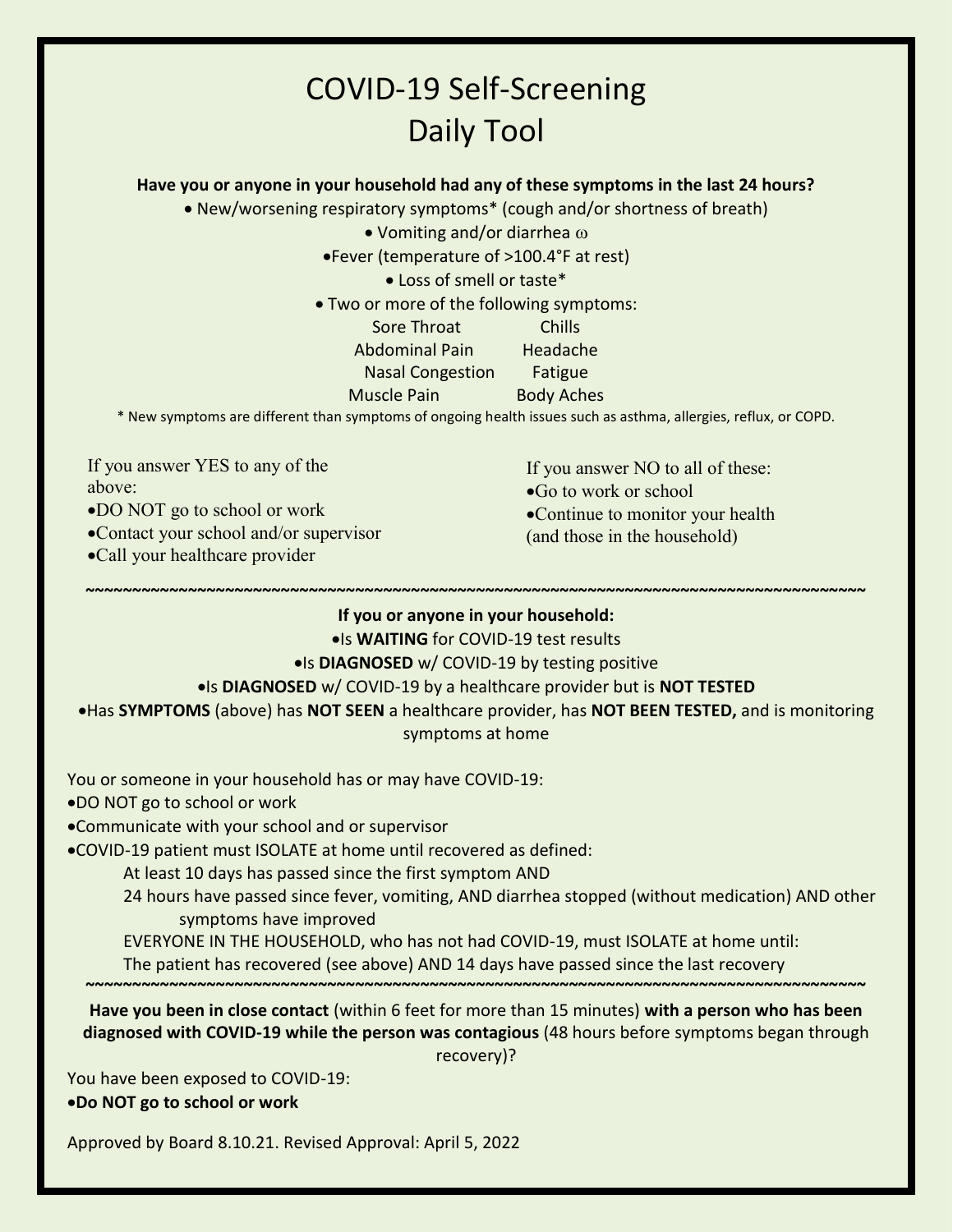# COVID-19 Self-Screening Daily Tool

**Have you or anyone in your household had any of these symptoms in the last 24 hours?**

- New/worsening respiratory symptoms* (cough and/or shortness of breath)
- Vomiting and/or diarrhea ω
- Fever (temperature of >100.4°F at rest)
- Loss of smell or taste*
- Two or more of the following symptoms:

| | |
|---|---|
| Sore Throat | Chills |
| Abdominal Pain | Headache |
| Nasal Congestion | Fatigue |
| Muscle Pain | Body Aches |

* New symptoms are different than symptoms of ongoing health issues such as asthma, allergies, reflux, or COPD.

If you answer YES to any of the above:
- DO NOT go to school or work
- Contact your school and/or supervisor
- Call your healthcare provider

If you answer NO to all of these:
- Go to work or school
- Continue to monitor your health (and those in the household)

~~~~~~~~~~~~~~~~~~~~~~~~~~~~~~~~~~~~~~~~~~~~~~~~~~~~~~~~~~~~~~~~~~~~~~~~~~~~~~~~~~~~~~~~~~~~~~~~~~

**If you or anyone in your household:**
- Is **WAITING** for COVID-19 test results
- Is **DIAGNOSED** w/ COVID-19 by testing positive
- Is **DIAGNOSED** w/ COVID-19 by a healthcare provider but is **NOT TESTED**
- Has **SYMPTOMS** (above) has **NOT SEEN** a healthcare provider, has **NOT BEEN TESTED,** and is monitoring symptoms at home

You or someone in your household has or may have COVID-19:
- DO NOT go to school or work
- Communicate with your school and or supervisor
- COVID-19 patient must ISOLATE at home until recovered as defined:
  - At least 10 days has passed since the first symptom AND
  - 24 hours have passed since fever, vomiting, AND diarrhea stopped (without medication) AND other symptoms have improved
  - EVERYONE IN THE HOUSEHOLD, who has not had COVID-19, must ISOLATE at home until:
  - The patient has recovered (see above) AND 14 days have passed since the last recovery

~~~~~~~~~~~~~~~~~~~~~~~~~~~~~~~~~~~~~~~~~~~~~~~~~~~~~~~~~~~~~~~~~~~~~~~~~~~~~~~~~~~~~~~~~~~~~~~~~~

**Have you been in close contact** (within 6 feet for more than 15 minutes) **with a person who has been diagnosed with COVID-19 while the person was contagious** (48 hours before symptoms began through recovery)?

You have been exposed to COVID-19:
- **Do NOT go to school or work**

Approved by Board 8.10.21. Revised Approval: April 5, 2022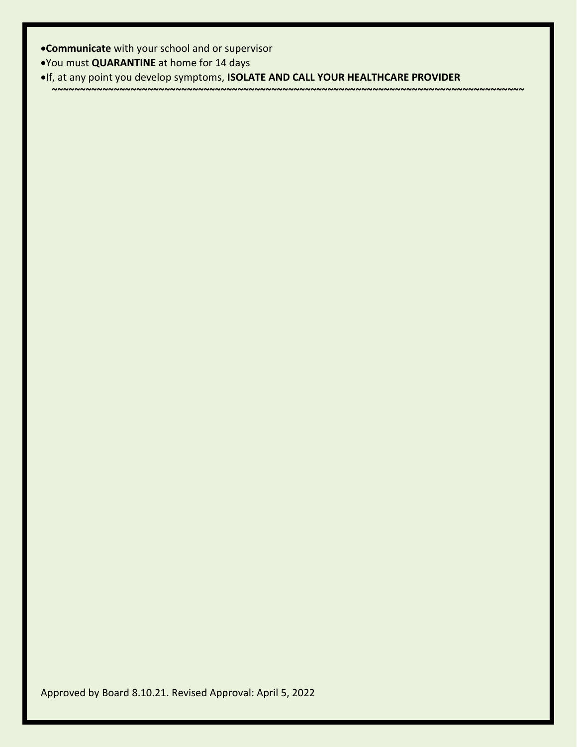- **Communicate** with your school and or supervisor
- You must **QUARANTINE** at home for 14 days
- If, at any point you develop symptoms, **ISOLATE AND CALL YOUR HEALTHCARE PROVIDER**

~~~~~~~~~~~~~~~~~~~~~~~~~~~~~~~~~~~~~~~~~~~~~~~~~~~~~~~~~~~~~~~~~~~~~~~~~~~~~~~~~~~~~~~~~~~~~~~~

Approved by Board 8.10.21. Revised Approval: April 5, 2022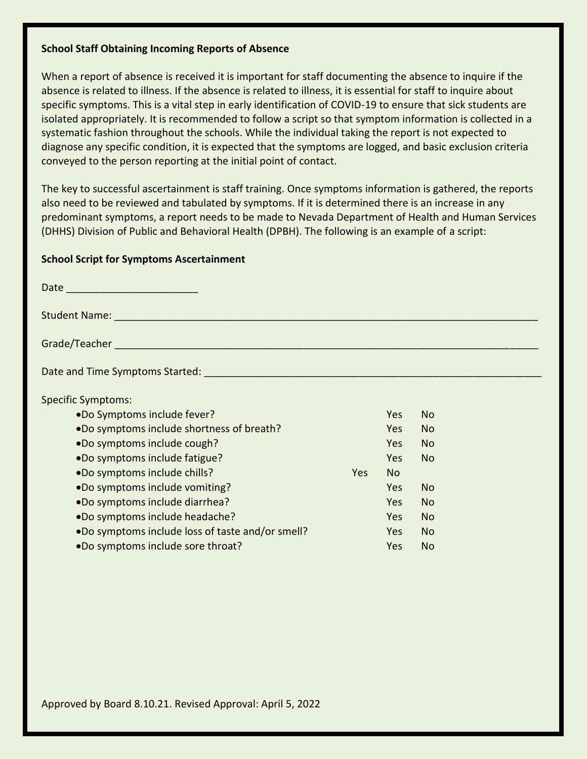**School Staff Obtaining Incoming Reports of Absence**

When a report of absence is received it is important for staff documenting the absence to inquire if the absence is related to illness. If the absence is related to illness, it is essential for staff to inquire about specific symptoms. This is a vital step in early identification of COVID-19 to ensure that sick students are isolated appropriately. It is recommended to follow a script so that symptom information is collected in a systematic fashion throughout the schools. While the individual taking the report is not expected to diagnose any specific condition, it is expected that the symptoms are logged, and basic exclusion criteria conveyed to the person reporting at the initial point of contact.

The key to successful ascertainment is staff training. Once symptoms information is gathered, the reports also need to be reviewed and tabulated by symptoms. If it is determined there is an increase in any predominant symptoms, a report needs to be made to Nevada Department of Health and Human Services (DHHS) Division of Public and Behavioral Health (DPBH). The following is an example of a script:

**School Script for Symptoms Ascertainment**

Date _______________________

Student Name: ___________________________________________________________________________

Grade/Teacher ___________________________________________________________________________

Date and Time Symptoms Started: ___________________________________________________________

Specific Symptoms:

- Do Symptoms include fever? Yes No
- Do symptoms include shortness of breath? Yes No
- Do symptoms include cough? Yes No
- Do symptoms include fatigue? Yes No
- Do symptoms include chills? Yes No
- Do symptoms include vomiting? Yes No
- Do symptoms include diarrhea? Yes No
- Do symptoms include headache? Yes No
- Do symptoms include loss of taste and/or smell? Yes No
- Do symptoms include sore throat? Yes No

Approved by Board 8.10.21. Revised Approval: April 5, 2022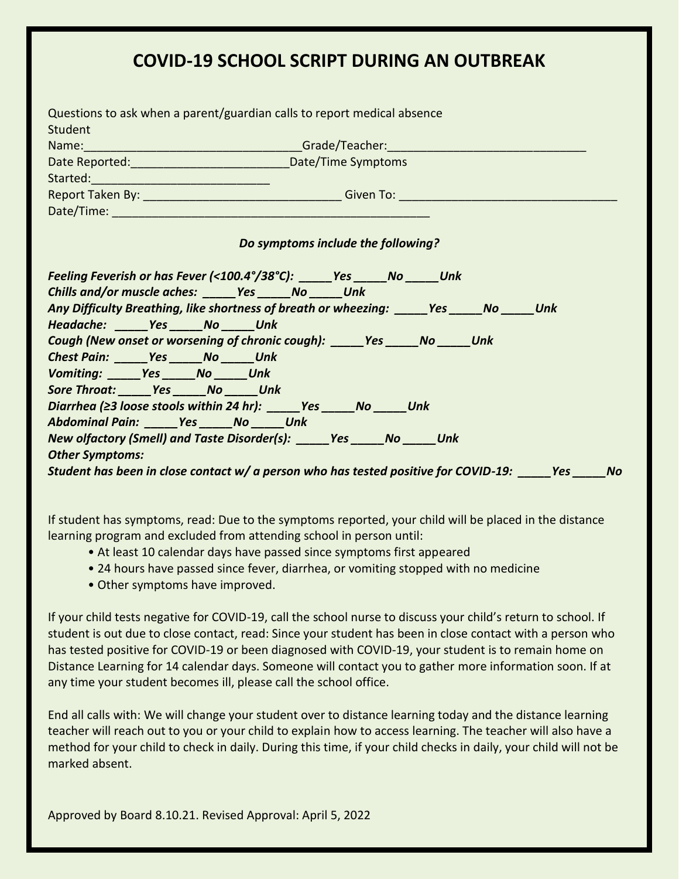# COVID-19 SCHOOL SCRIPT DURING AN OUTBREAK

Questions to ask when a parent/guardian calls to report medical absence

Student Name:_________________________________Grade/Teacher:______________________________

Date Reported:________________________Date/Time Symptoms Started:__________________________

Report Taken By: ______________________________ Given To: ________________________________

Date/Time: ________________________________________________

***Do symptoms include the following?***

*Feeling Feverish or has Fever (<100.4°/38°C): _____Yes _____No _____Unk*
*Chills and/or muscle aches: _____Yes _____No _____Unk*
*Any Difficulty Breathing, like shortness of breath or wheezing: _____Yes _____No _____Unk*
*Headache: _____Yes _____No _____Unk*
*Cough (New onset or worsening of chronic cough): _____Yes _____No _____Unk*
*Chest Pain: _____Yes _____No _____Unk*
*Vomiting: _____Yes _____No _____Unk*
*Sore Throat: _____Yes _____No _____Unk*
*Diarrhea (≥3 loose stools within 24 hr): _____Yes _____No _____Unk*
*Abdominal Pain: _____Yes _____No _____Unk*
*New olfactory (Smell) and Taste Disorder(s): _____Yes _____No _____Unk*
*Other Symptoms:*
*Student has been in close contact w/ a person who has tested positive for COVID-19: _____Yes _____No*

If student has symptoms, read: Due to the symptoms reported, your child will be placed in the distance learning program and excluded from attending school in person until:

- At least 10 calendar days have passed since symptoms first appeared
- 24 hours have passed since fever, diarrhea, or vomiting stopped with no medicine
- Other symptoms have improved.

If your child tests negative for COVID-19, call the school nurse to discuss your child's return to school. If student is out due to close contact, read: Since your student has been in close contact with a person who has tested positive for COVID-19 or been diagnosed with COVID-19, your student is to remain home on Distance Learning for 14 calendar days. Someone will contact you to gather more information soon. If at any time your student becomes ill, please call the school office.

End all calls with: We will change your student over to distance learning today and the distance learning teacher will reach out to you or your child to explain how to access learning. The teacher will also have a method for your child to check in daily. During this time, if your child checks in daily, your child will not be marked absent.

Approved by Board 8.10.21. Revised Approval: April 5, 2022